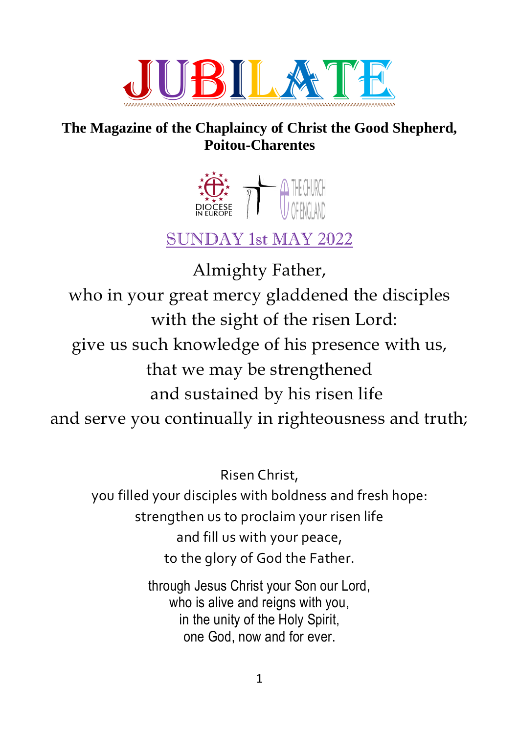# JUBILATE

**The Magazine of the Chaplaincy of Christ the Good Shepherd, Poitou-Charentes**

DIOCESE IN EUROPE

THE CHURCH OF ENGLAND

## SUNDAY 1st MAY 2022

Almighty Father,
who in your great mercy gladdened the disciples
with the sight of the risen Lord:
give us such knowledge of his presence with us,
that we may be strengthened
and sustained by his risen life
and serve you continually in righteousness and truth;

Risen Christ,
you filled your disciples with boldness and fresh hope:
strengthen us to proclaim your risen life
and fill us with your peace,
to the glory of God the Father.

through Jesus Christ your Son our Lord,
who is alive and reigns with you,
in the unity of the Holy Spirit,
one God, now and for ever.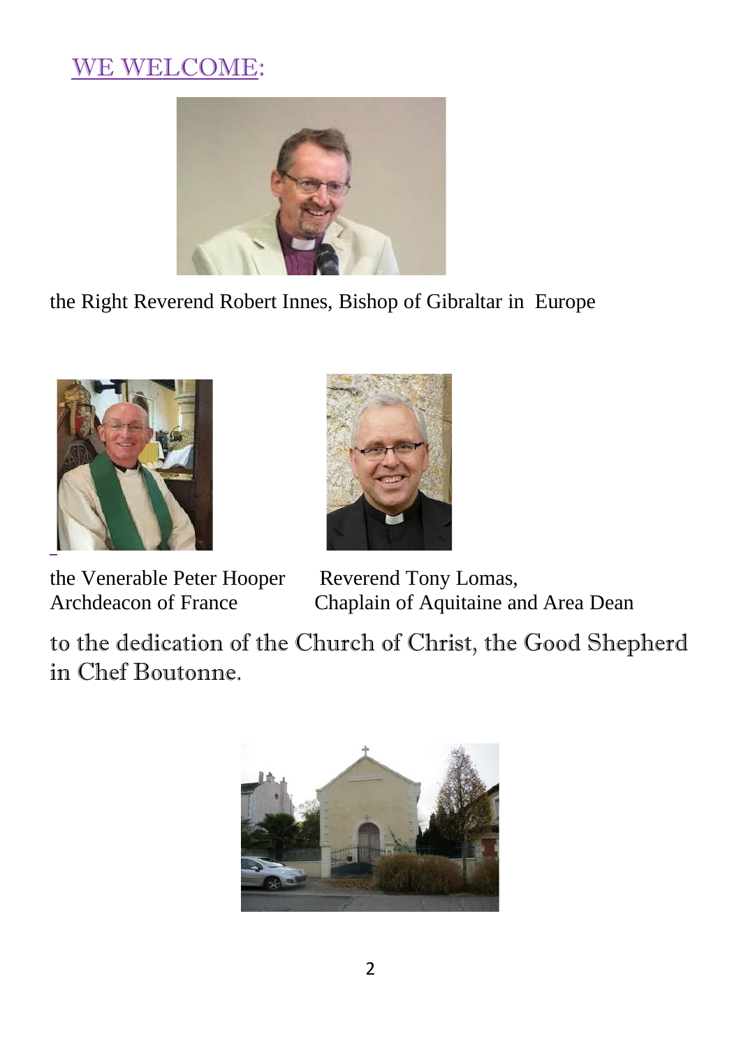## WE WELCOME:

the Right Reverend Robert Innes, Bishop of Gibraltar in Europe

the Venerable Peter Hooper
Archdeacon of France

Reverend Tony Lomas,
Chaplain of Aquitaine and Area Dean

to the dedication of the Church of Christ, the Good Shepherd in Chef Boutonne.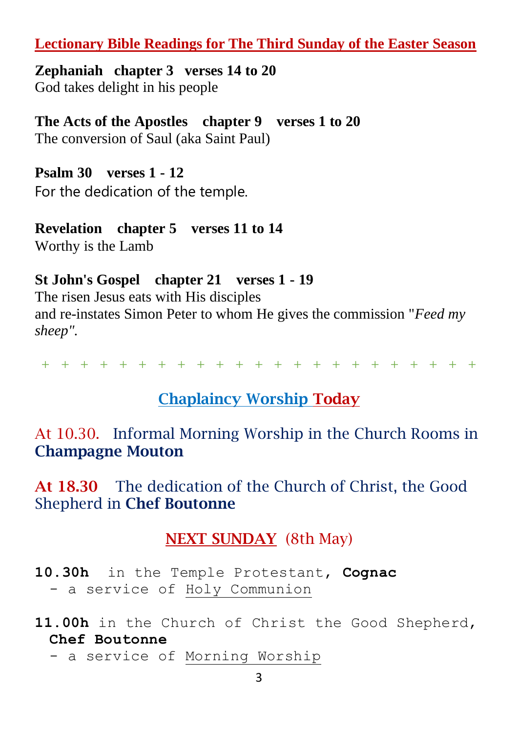## Lectionary Bible Readings for The Third Sunday of the Easter Season

**Zephaniah chapter 3 verses 14 to 20**
God takes delight in his people

**The Acts of the Apostles chapter 9 verses 1 to 20**
The conversion of Saul (aka Saint Paul)

**Psalm 30 verses 1 - 12**
For the dedication of the temple.

**Revelation chapter 5 verses 11 to 14**
Worthy is the Lamb

**St John's Gospel chapter 21 verses 1 - 19**
The risen Jesus eats with His disciples
and re-instates Simon Peter to whom He gives the commission "*Feed my sheep"*.

\+ + + + + + + + + + + + + + + + + + + + + + +

## Chaplaincy Worship Today

At 10.30. Informal Morning Worship in the Church Rooms in **Champagne Mouton**

**At 18.30** The dedication of the Church of Christ, the Good Shepherd in **Chef Boutonne**

## NEXT SUNDAY (8th May)

**10.30h** in the Temple Protestant, **Cognac**
- a service of Holy Communion

**11.00h** in the Church of Christ the Good Shepherd, **Chef Boutonne**
- a service of Morning Worship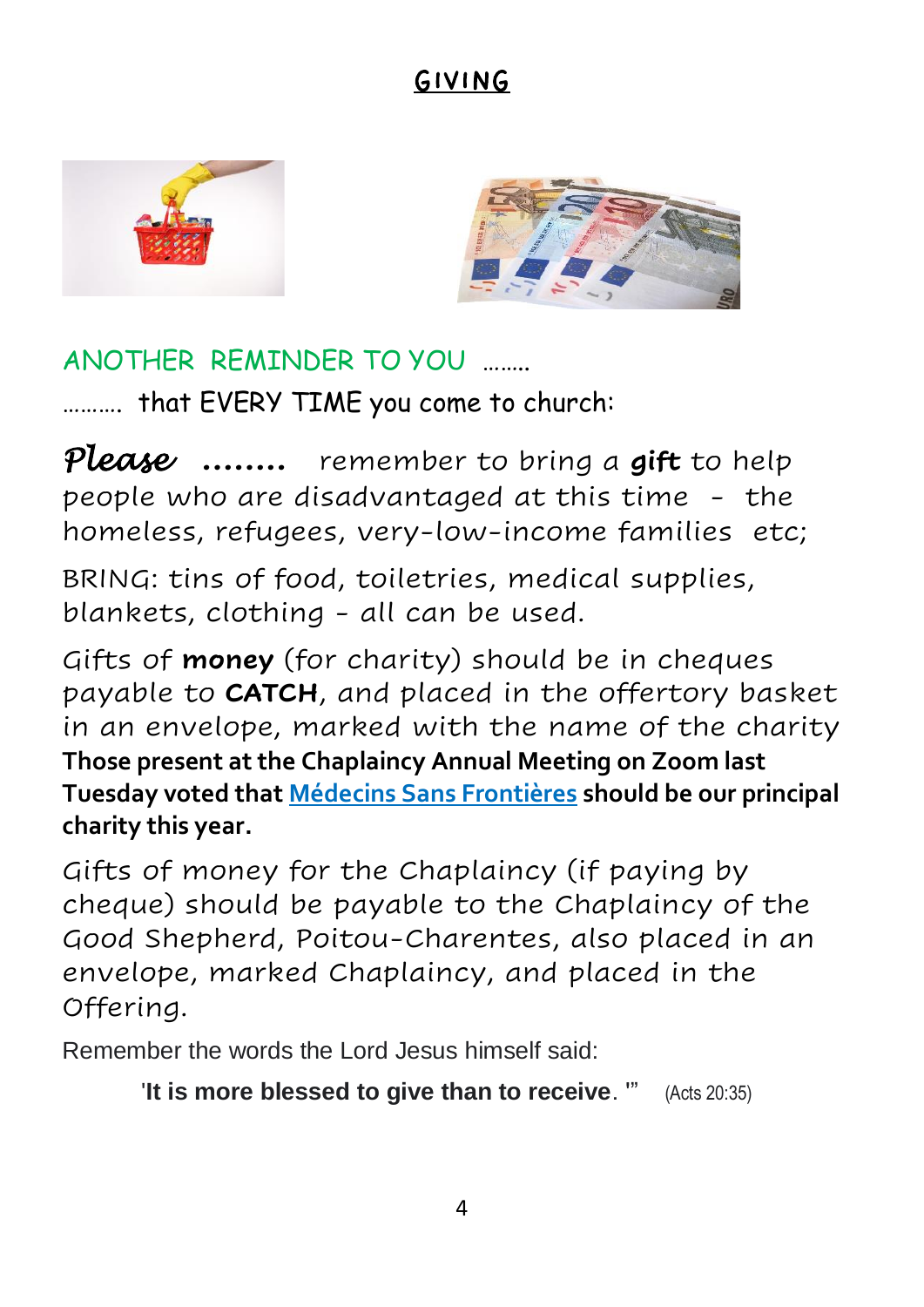# GIVING

ANOTHER REMINDER TO YOU ……..

………. that EVERY TIME you come to church:

*Please* …….. remember to bring a **gift** to help people who are disadvantaged at this time - the homeless, refugees, very-low-income families etc;

BRING: tins of food, toiletries, medical supplies, blankets, clothing - all can be used.

Gifts of **money** (for charity) should be in cheques payable to **CATCH**, and placed in the offertory basket in an envelope, marked with the name of the charity

**Those present at the Chaplaincy Annual Meeting on Zoom last Tuesday voted that Médecins Sans Frontières should be our principal charity this year.**

Gifts of money for the Chaplaincy (if paying by cheque) should be payable to the Chaplaincy of the Good Shepherd, Poitou-Charentes, also placed in an envelope, marked Chaplaincy, and placed in the Offering.

Remember the words the Lord Jesus himself said:

'**It is more blessed to give than to receive**. '" (Acts 20:35)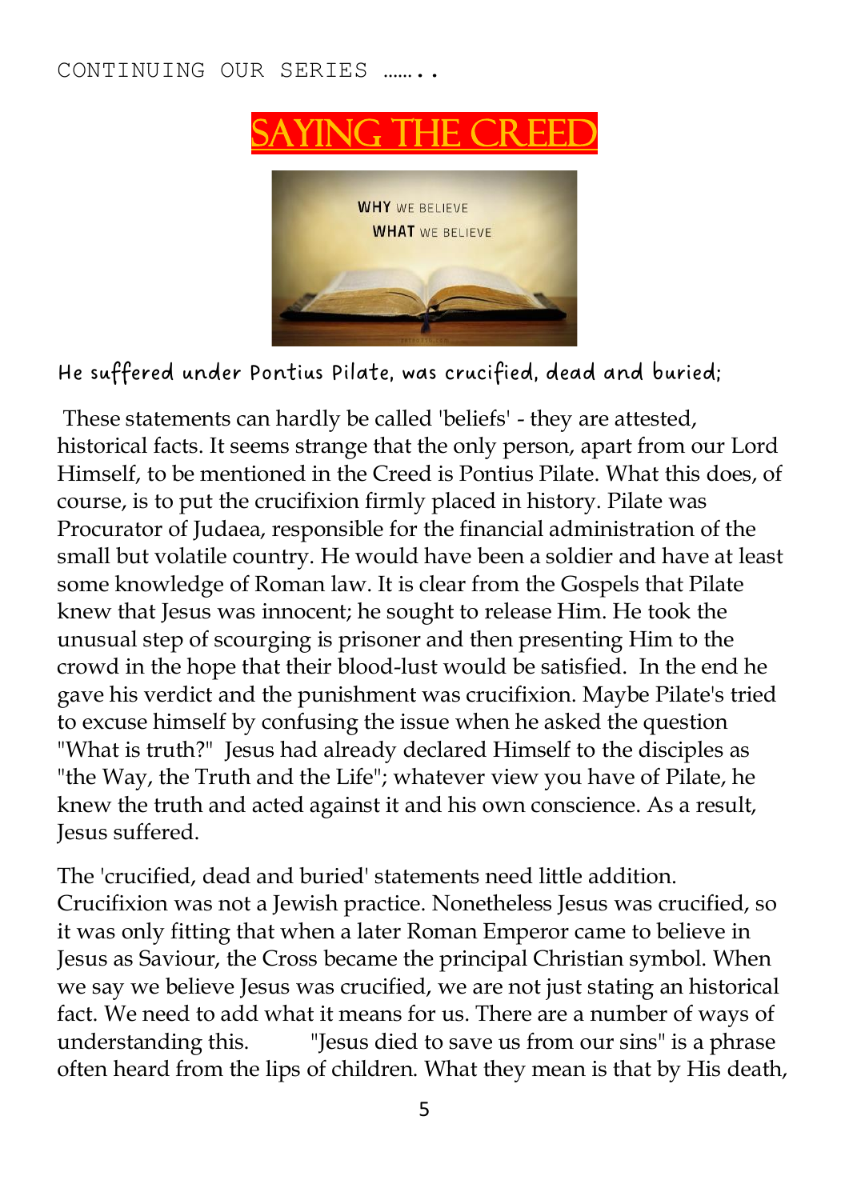CONTINUING OUR SERIES …….

# SAYING THE CREED

WHY WE BELIEVE
WHAT WE BELIEVE

### He suffered under Pontius Pilate, was crucified, dead and buried;

These statements can hardly be called 'beliefs' - they are attested, historical facts. It seems strange that the only person, apart from our Lord Himself, to be mentioned in the Creed is Pontius Pilate. What this does, of course, is to put the crucifixion firmly placed in history. Pilate was Procurator of Judaea, responsible for the financial administration of the small but volatile country. He would have been a soldier and have at least some knowledge of Roman law. It is clear from the Gospels that Pilate knew that Jesus was innocent; he sought to release Him. He took the unusual step of scourging is prisoner and then presenting Him to the crowd in the hope that their blood-lust would be satisfied. In the end he gave his verdict and the punishment was crucifixion. Maybe Pilate's tried to excuse himself by confusing the issue when he asked the question "What is truth?" Jesus had already declared Himself to the disciples as "the Way, the Truth and the Life"; whatever view you have of Pilate, he knew the truth and acted against it and his own conscience. As a result, Jesus suffered.

The 'crucified, dead and buried' statements need little addition. Crucifixion was not a Jewish practice. Nonetheless Jesus was crucified, so it was only fitting that when a later Roman Emperor came to believe in Jesus as Saviour, the Cross became the principal Christian symbol. When we say we believe Jesus was crucified, we are not just stating an historical fact. We need to add what it means for us. There are a number of ways of understanding this. "Jesus died to save us from our sins" is a phrase often heard from the lips of children. What they mean is that by His death,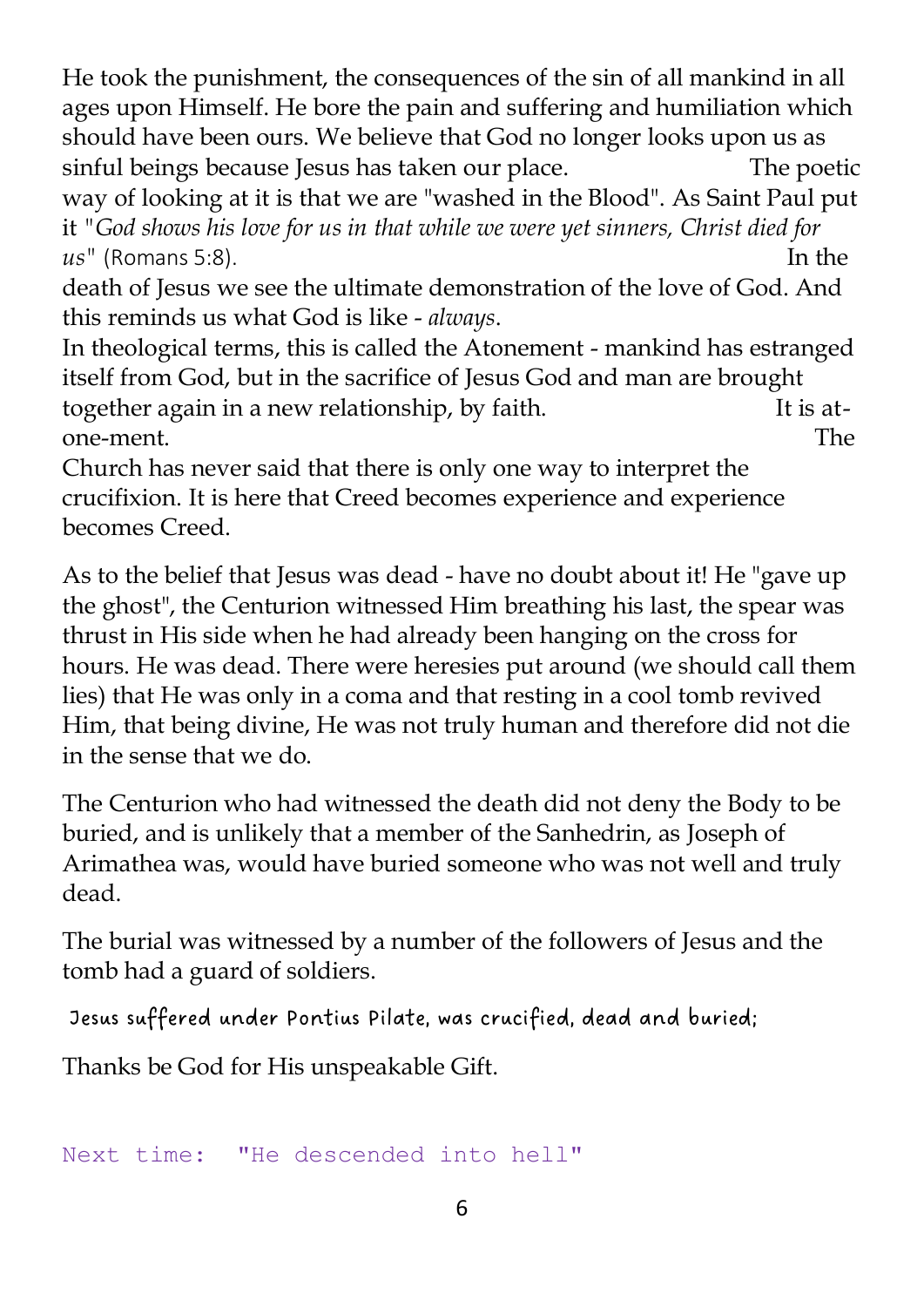He took the punishment, the consequences of the sin of all mankind in all ages upon Himself. He bore the pain and suffering and humiliation which should have been ours. We believe that God no longer looks upon us as sinful beings because Jesus has taken our place. The poetic way of looking at it is that we are "washed in the Blood". As Saint Paul put it "*God shows his love for us in that while we were yet sinners, Christ died for us*" (Romans 5:8). In the death of Jesus we see the ultimate demonstration of the love of God. And this reminds us what God is like - *always*.

In theological terms, this is called the Atonement - mankind has estranged itself from God, but in the sacrifice of Jesus God and man are brought together again in a new relationship, by faith. It is at-one-ment. The Church has never said that there is only one way to interpret the crucifixion. It is here that Creed becomes experience and experience becomes Creed.

As to the belief that Jesus was dead - have no doubt about it! He "gave up the ghost", the Centurion witnessed Him breathing his last, the spear was thrust in His side when he had already been hanging on the cross for hours. He was dead. There were heresies put around (we should call them lies) that He was only in a coma and that resting in a cool tomb revived Him, that being divine, He was not truly human and therefore did not die in the sense that we do.

The Centurion who had witnessed the death did not deny the Body to be buried, and is unlikely that a member of the Sanhedrin, as Joseph of Arimathea was, would have buried someone who was not well and truly dead.

The burial was witnessed by a number of the followers of Jesus and the tomb had a guard of soldiers.

Jesus suffered under Pontius Pilate, was crucified, dead and buried;

Thanks be God for His unspeakable Gift.

Next time: "He descended into hell"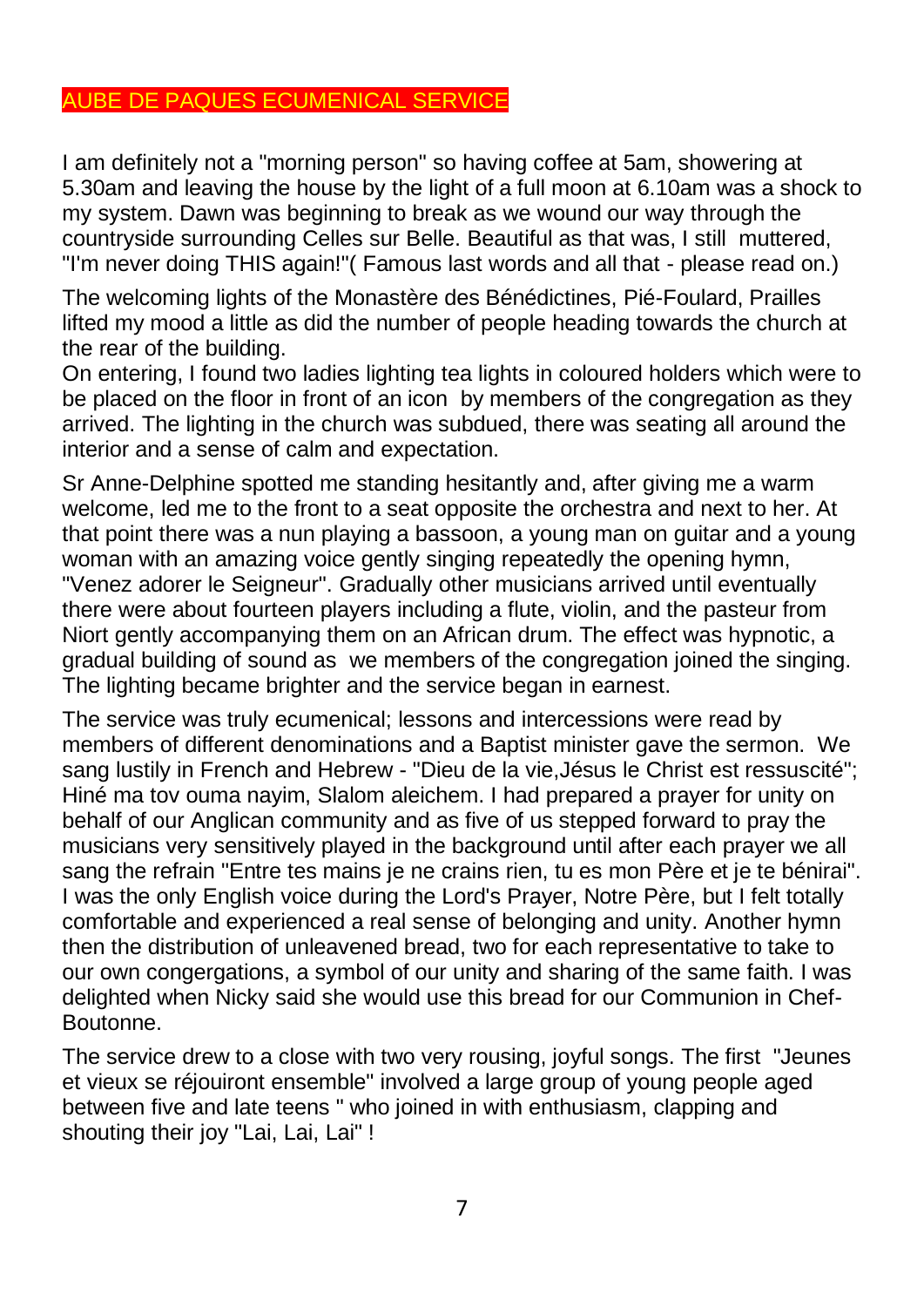## AUBE DE PAQUES ECUMENICAL SERVICE

I am definitely not a "morning person" so having coffee at 5am, showering at 5.30am and leaving the house by the light of a full moon at 6.10am was a shock to my system. Dawn was beginning to break as we wound our way through the countryside surrounding Celles sur Belle. Beautiful as that was, I still muttered, "I'm never doing THIS again!"( Famous last words and all that - please read on.)

The welcoming lights of the Monastère des Bénédictines, Pié-Foulard, Prailles lifted my mood a little as did the number of people heading towards the church at the rear of the building.
On entering, I found two ladies lighting tea lights in coloured holders which were to be placed on the floor in front of an icon by members of the congregation as they arrived. The lighting in the church was subdued, there was seating all around the interior and a sense of calm and expectation.

Sr Anne-Delphine spotted me standing hesitantly and, after giving me a warm welcome, led me to the front to a seat opposite the orchestra and next to her. At that point there was a nun playing a bassoon, a young man on guitar and a young woman with an amazing voice gently singing repeatedly the opening hymn, "Venez adorer le Seigneur". Gradually other musicians arrived until eventually there were about fourteen players including a flute, violin, and the pasteur from Niort gently accompanying them on an African drum. The effect was hypnotic, a gradual building of sound as we members of the congregation joined the singing. The lighting became brighter and the service began in earnest.

The service was truly ecumenical; lessons and intercessions were read by members of different denominations and a Baptist minister gave the sermon. We sang lustily in French and Hebrew - "Dieu de la vie,Jésus le Christ est ressuscité"; Hiné ma tov ouma nayim, Slalom aleichem. I had prepared a prayer for unity on behalf of our Anglican community and as five of us stepped forward to pray the musicians very sensitively played in the background until after each prayer we all sang the refrain "Entre tes mains je ne crains rien, tu es mon Père et je te bénirai". I was the only English voice during the Lord's Prayer, Notre Père, but I felt totally comfortable and experienced a real sense of belonging and unity. Another hymn then the distribution of unleavened bread, two for each representative to take to our own congergations, a symbol of our unity and sharing of the same faith. I was delighted when Nicky said she would use this bread for our Communion in Chef-Boutonne.

The service drew to a close with two very rousing, joyful songs. The first "Jeunes et vieux se réjouiront ensemble" involved a large group of young people aged between five and late teens " who joined in with enthusiasm, clapping and shouting their joy "Lai, Lai, Lai" !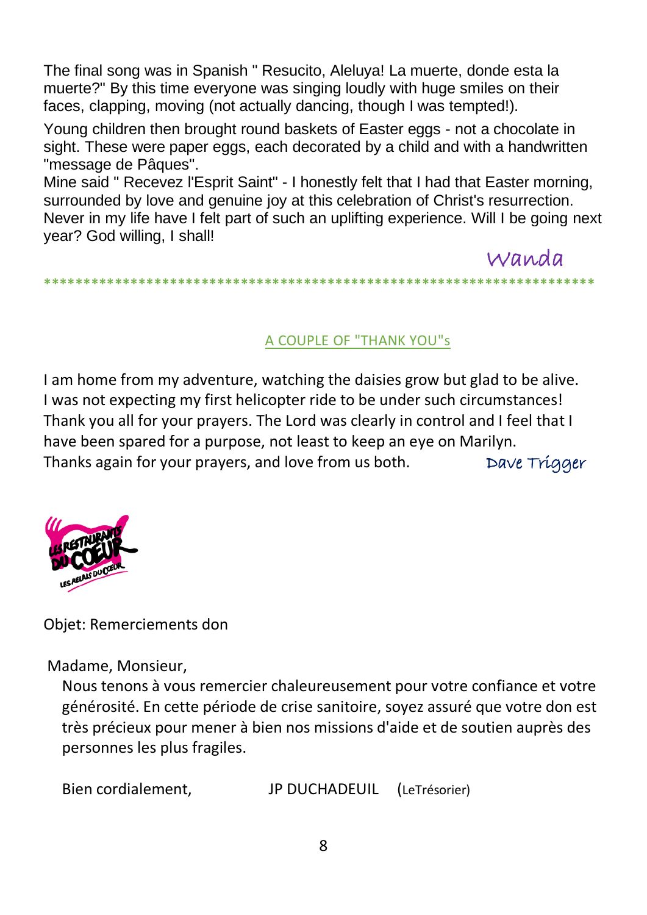The final song was in Spanish " Resucito, Aleluya! La muerte, donde esta la muerte?" By this time everyone was singing loudly with huge smiles on their faces, clapping, moving (not actually dancing, though I was tempted!).

Young children then brought round baskets of Easter eggs - not a chocolate in sight. These were paper eggs, each decorated by a child and with a handwritten "message de Pâques".
Mine said " Recevez l'Esprit Saint" - I honestly felt that I had that Easter morning, surrounded by love and genuine joy at this celebration of Christ's resurrection. Never in my life have I felt part of such an uplifting experience. Will I be going next year? God willing, I shall!

Wanda

*****************************************************************

## A COUPLE OF "THANK YOU"s

I am home from my adventure, watching the daisies grow but glad to be alive.
I was not expecting my first helicopter ride to be under such circumstances!
Thank you all for your prayers. The Lord was clearly in control and I feel that I have been spared for a purpose, not least to keep an eye on Marilyn.
Thanks again for your prayers, and love from us both. Dave Trigger

LES RESTAURANTS DU COEUR – LES RELAIS DU COEUR

Objet: Remerciements don

Madame, Monsieur,

Nous tenons à vous remercier chaleureusement pour votre confiance et votre générosité. En cette période de crise sanitoire, soyez assuré que votre don est très précieux pour mener à bien nos missions d'aide et de soutien auprès des personnes les plus fragiles.

Bien cordialement, JP DUCHADEUIL (LeTrésorier)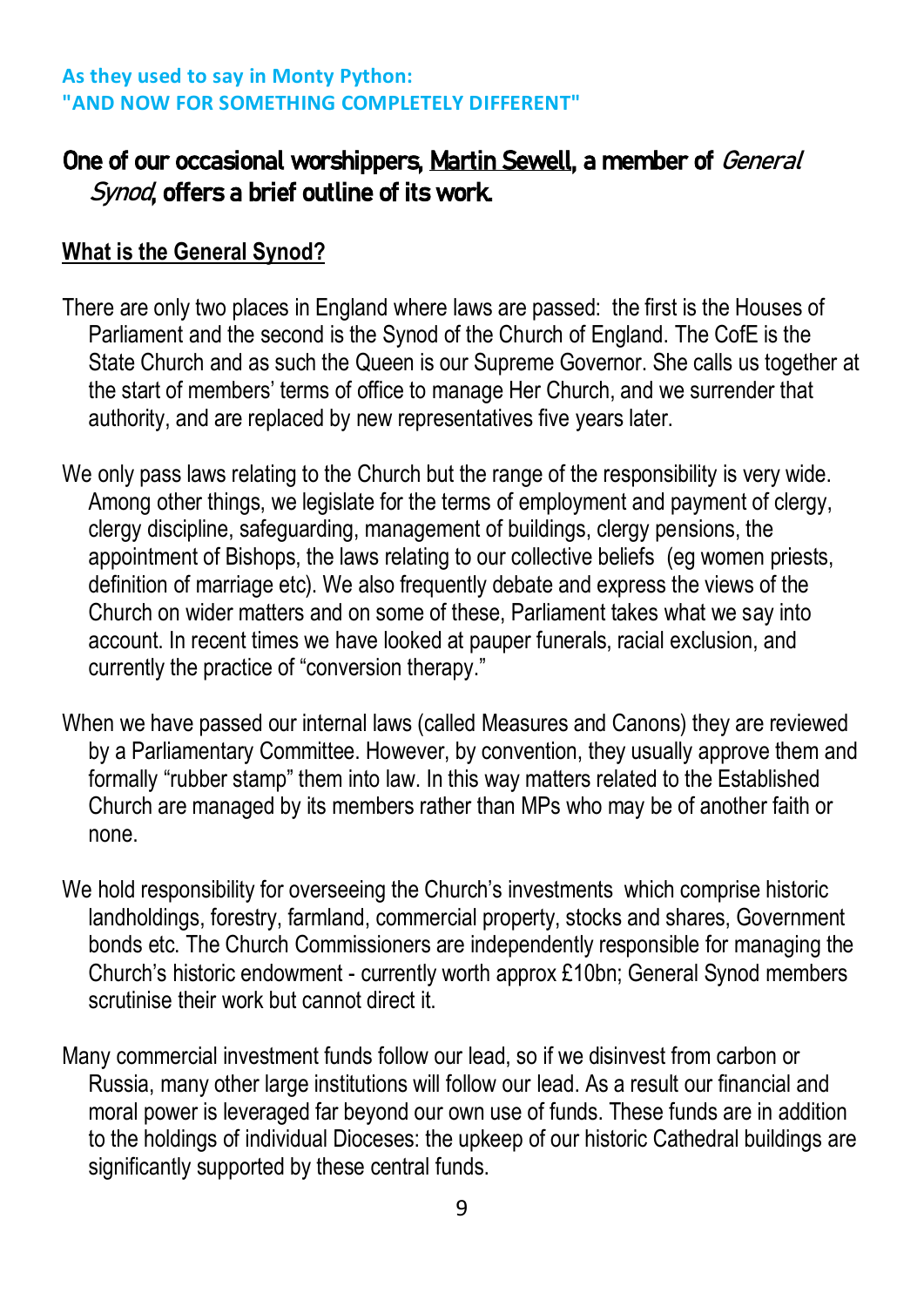**As they used to say in Monty Python:**
**"AND NOW FOR SOMETHING COMPLETELY DIFFERENT"**

## One of our occasional worshippers, Martin Sewell, a member of *General Synod*, offers a brief outline of its work.

### What is the General Synod?

There are only two places in England where laws are passed: the first is the Houses of Parliament and the second is the Synod of the Church of England. The CofE is the State Church and as such the Queen is our Supreme Governor. She calls us together at the start of members' terms of office to manage Her Church, and we surrender that authority, and are replaced by new representatives five years later.

We only pass laws relating to the Church but the range of the responsibility is very wide. Among other things, we legislate for the terms of employment and payment of clergy, clergy discipline, safeguarding, management of buildings, clergy pensions, the appointment of Bishops, the laws relating to our collective beliefs (eg women priests, definition of marriage etc). We also frequently debate and express the views of the Church on wider matters and on some of these, Parliament takes what we say into account. In recent times we have looked at pauper funerals, racial exclusion, and currently the practice of "conversion therapy."

When we have passed our internal laws (called Measures and Canons) they are reviewed by a Parliamentary Committee. However, by convention, they usually approve them and formally "rubber stamp" them into law. In this way matters related to the Established Church are managed by its members rather than MPs who may be of another faith or none.

We hold responsibility for overseeing the Church's investments which comprise historic landholdings, forestry, farmland, commercial property, stocks and shares, Government bonds etc. The Church Commissioners are independently responsible for managing the Church's historic endowment - currently worth approx £10bn; General Synod members scrutinise their work but cannot direct it.

Many commercial investment funds follow our lead, so if we disinvest from carbon or Russia, many other large institutions will follow our lead. As a result our financial and moral power is leveraged far beyond our own use of funds. These funds are in addition to the holdings of individual Dioceses: the upkeep of our historic Cathedral buildings are significantly supported by these central funds.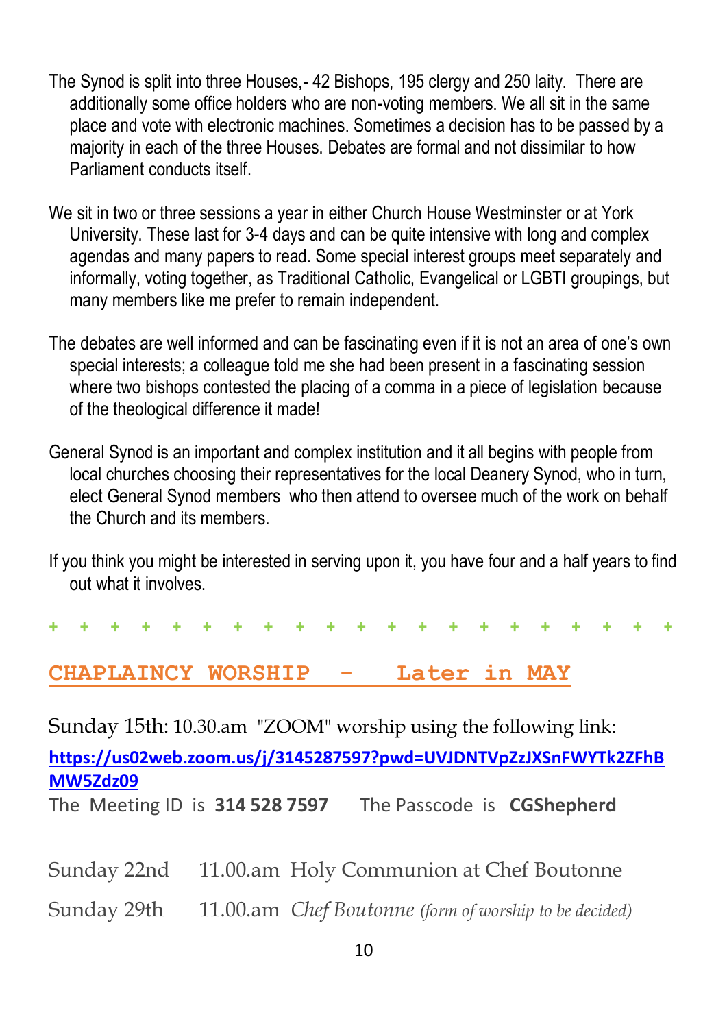The Synod is split into three Houses,- 42 Bishops, 195 clergy and 250 laity. There are additionally some office holders who are non-voting members. We all sit in the same place and vote with electronic machines. Sometimes a decision has to be passed by a majority in each of the three Houses. Debates are formal and not dissimilar to how Parliament conducts itself.

We sit in two or three sessions a year in either Church House Westminster or at York University. These last for 3-4 days and can be quite intensive with long and complex agendas and many papers to read. Some special interest groups meet separately and informally, voting together, as Traditional Catholic, Evangelical or LGBTI groupings, but many members like me prefer to remain independent.

The debates are well informed and can be fascinating even if it is not an area of one's own special interests; a colleague told me she had been present in a fascinating session where two bishops contested the placing of a comma in a piece of legislation because of the theological difference it made!

General Synod is an important and complex institution and it all begins with people from local churches choosing their representatives for the local Deanery Synod, who in turn, elect General Synod members who then attend to oversee much of the work on behalf the Church and its members.

If you think you might be interested in serving upon it, you have four and a half years to find out what it involves.

\+ + + + + + + + + + + + + + + + + + + + +

## CHAPLAINCY WORSHIP - Later in MAY

Sunday 15th: 10.30.am "ZOOM" worship using the following link:

**https://us02web.zoom.us/j/3145287597?pwd=UVJDNTVpZzJXSnFWYTk2ZFhBMW5Zdz09**

The Meeting ID is **314 528 7597** The Passcode is **CGShepherd**

Sunday 22nd 11.00.am Holy Communion at Chef Boutonne

Sunday 29th 11.00.am *Chef Boutonne (form of worship to be decided)*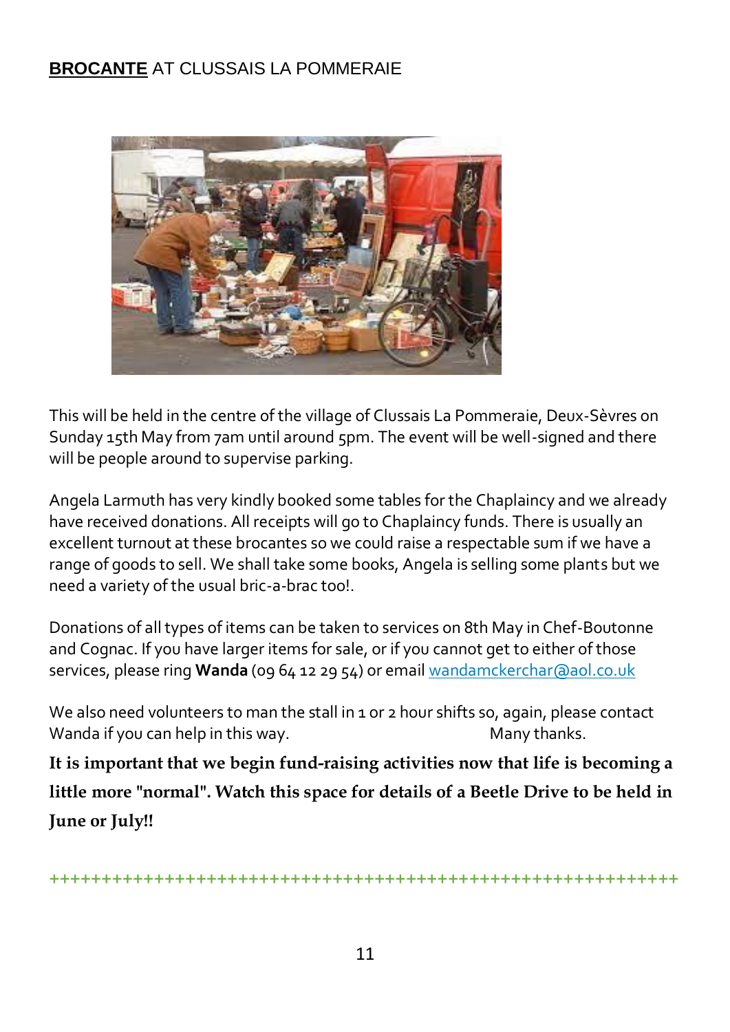## **BROCANTE** AT CLUSSAIS LA POMMERAIE

This will be held in the centre of the village of Clussais La Pommeraie, Deux-Sèvres on Sunday 15th May from 7am until around 5pm. The event will be well-signed and there will be people around to supervise parking.

Angela Larmuth has very kindly booked some tables for the Chaplaincy and we already have received donations. All receipts will go to Chaplaincy funds. There is usually an excellent turnout at these brocantes so we could raise a respectable sum if we have a range of goods to sell. We shall take some books, Angela is selling some plants but we need a variety of the usual bric-a-brac too!.

Donations of all types of items can be taken to services on 8th May in Chef-Boutonne and Cognac. If you have larger items for sale, or if you cannot get to either of those services, please ring **Wanda** (09 64 12 29 54) or email wandamckerchar@aol.co.uk

We also need volunteers to man the stall in 1 or 2 hour shifts so, again, please contact Wanda if you can help in this way. Many thanks.

**It is important that we begin fund-raising activities now that life is becoming a little more "normal". Watch this space for details of a Beetle Drive to be held in June or July!!**

++++++++++++++++++++++++++++++++++++++++++++++++++++++++++++++++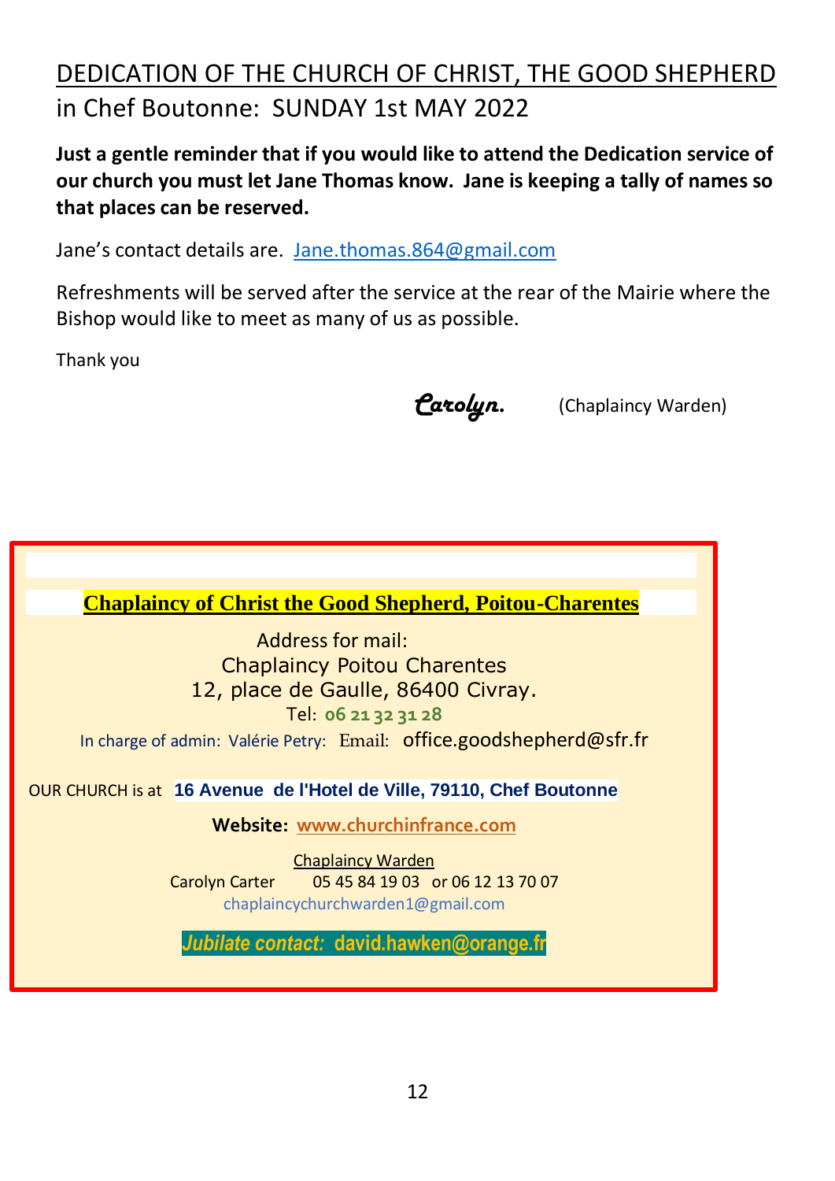## DEDICATION OF THE CHURCH OF CHRIST, THE GOOD SHEPHERD

in Chef Boutonne: SUNDAY 1st MAY 2022

**Just a gentle reminder that if you would like to attend the Dedication service of our church you must let Jane Thomas know. Jane is keeping a tally of names so that places can be reserved.**

Jane's contact details are. Jane.thomas.864@gmail.com

Refreshments will be served after the service at the rear of the Mairie where the Bishop would like to meet as many of us as possible.

Thank you

*Carolyn.* (Chaplaincy Warden)

---

**Chaplaincy of Christ the Good Shepherd, Poitou-Charentes**

Address for mail:
Chaplaincy Poitou Charentes
12, place de Gaulle, 86400 Civray.
Tel: **06 21 32 31 28**

In charge of admin: Valérie Petry: Email: office.goodshepherd@sfr.fr

OUR CHURCH is at **16 Avenue de l'Hotel de Ville, 79110, Chef Boutonne**

**Website:** **www.churchinfrance.com**

Chaplaincy Warden
Carolyn Carter 05 45 84 19 03 or 06 12 13 70 07
chaplaincychurchwarden1@gmail.com

***Jubilate contact:*** **david.hawken@orange.fr**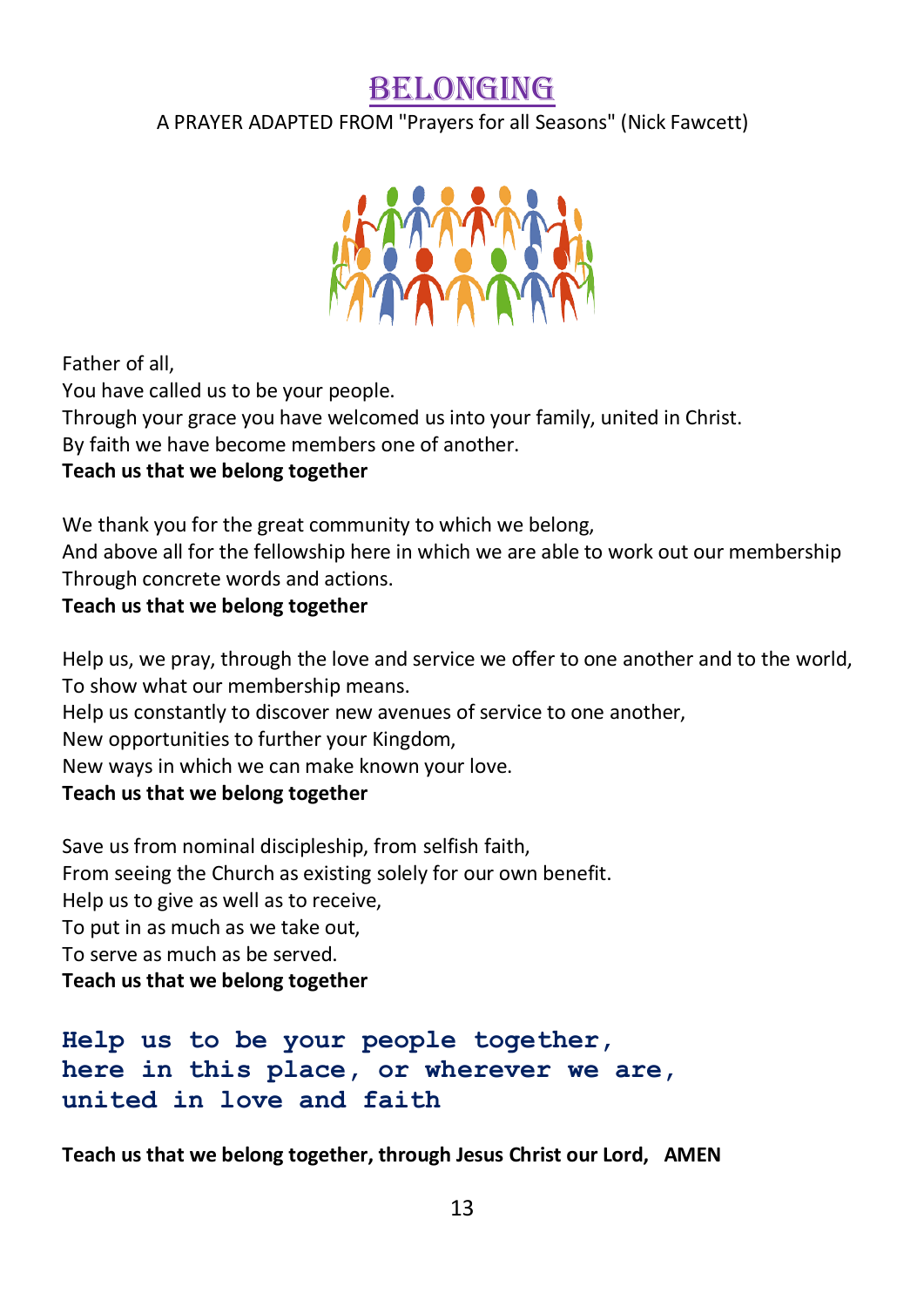# BELONGING

A PRAYER ADAPTED FROM "Prayers for all Seasons" (Nick Fawcett)

Father of all,
You have called us to be your people.
Through your grace you have welcomed us into your family, united in Christ.
By faith we have become members one of another.
**Teach us that we belong together**

We thank you for the great community to which we belong,
And above all for the fellowship here in which we are able to work out our membership
Through concrete words and actions.
**Teach us that we belong together**

Help us, we pray, through the love and service we offer to one another and to the world,
To show what our membership means.
Help us constantly to discover new avenues of service to one another,
New opportunities to further your Kingdom,
New ways in which we can make known your love.
**Teach us that we belong together**

Save us from nominal discipleship, from selfish faith,
From seeing the Church as existing solely for our own benefit.
Help us to give as well as to receive,
To put in as much as we take out,
To serve as much as be served.
**Teach us that we belong together**

**Help us to be your people together,
here in this place, or wherever we are,
united in love and faith**

**Teach us that we belong together, through Jesus Christ our Lord, AMEN**